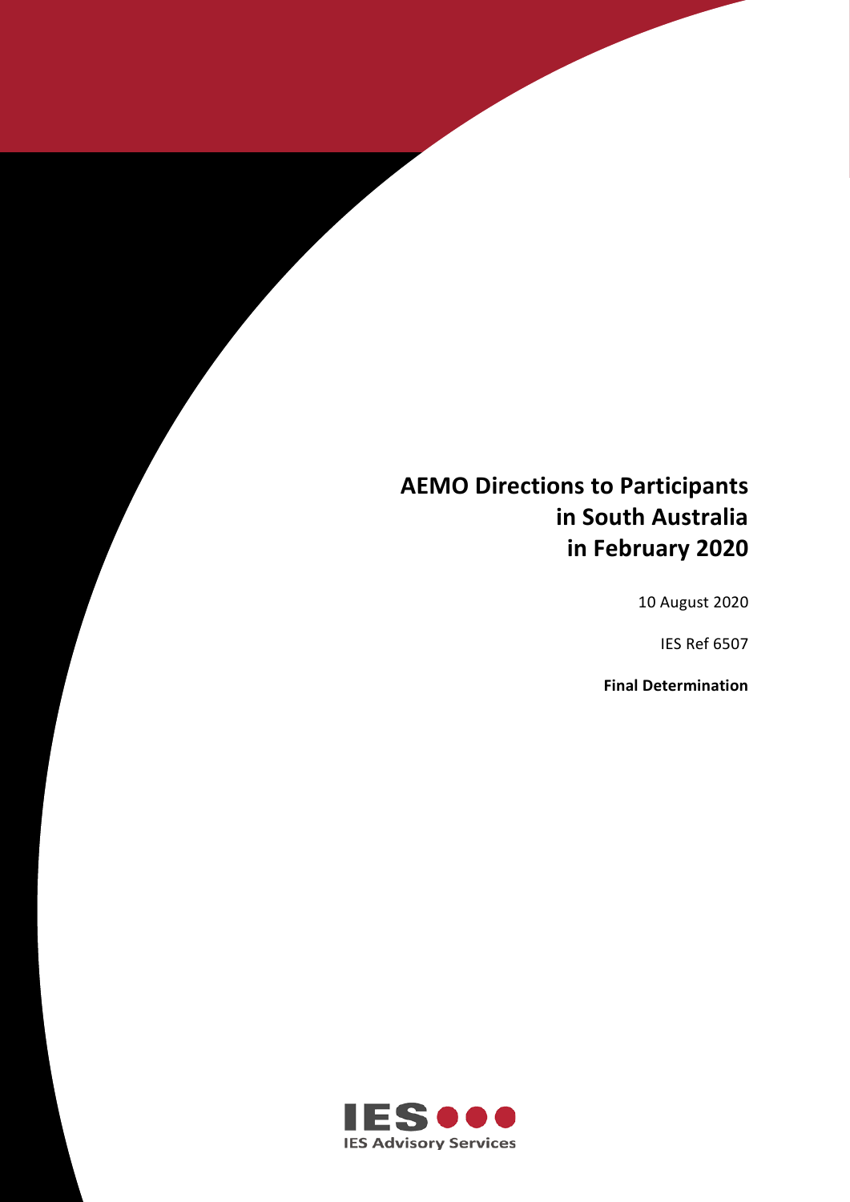# AEMO Directions to Participants in South Australia in February 2020

10 August 2020

IES Ref 6507

**Final Determination**

IES Advisory Services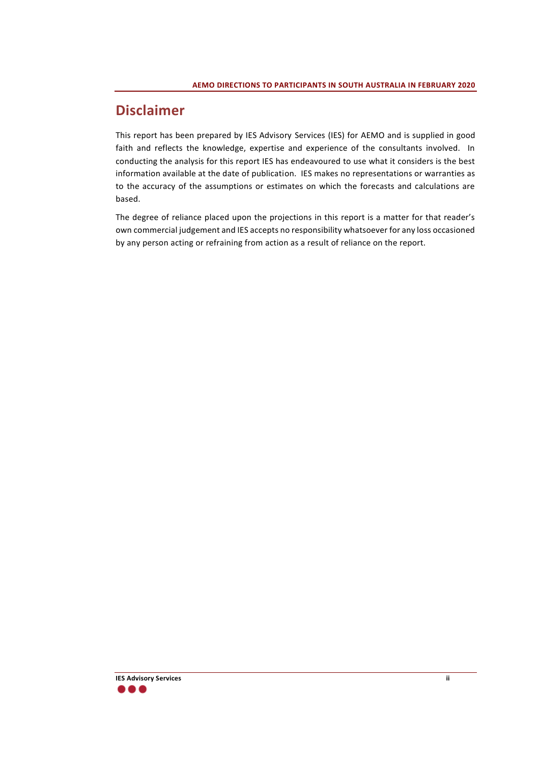# Disclaimer

This report has been prepared by IES Advisory Services (IES) for AEMO and is supplied in good faith and reflects the knowledge, expertise and experience of the consultants involved. In conducting the analysis for this report IES has endeavoured to use what it considers is the best information available at the date of publication. IES makes no representations or warranties as to the accuracy of the assumptions or estimates on which the forecasts and calculations are based.

The degree of reliance placed upon the projections in this report is a matter for that reader's own commercial judgement and IES accepts no responsibility whatsoever for any loss occasioned by any person acting or refraining from action as a result of reliance on the report.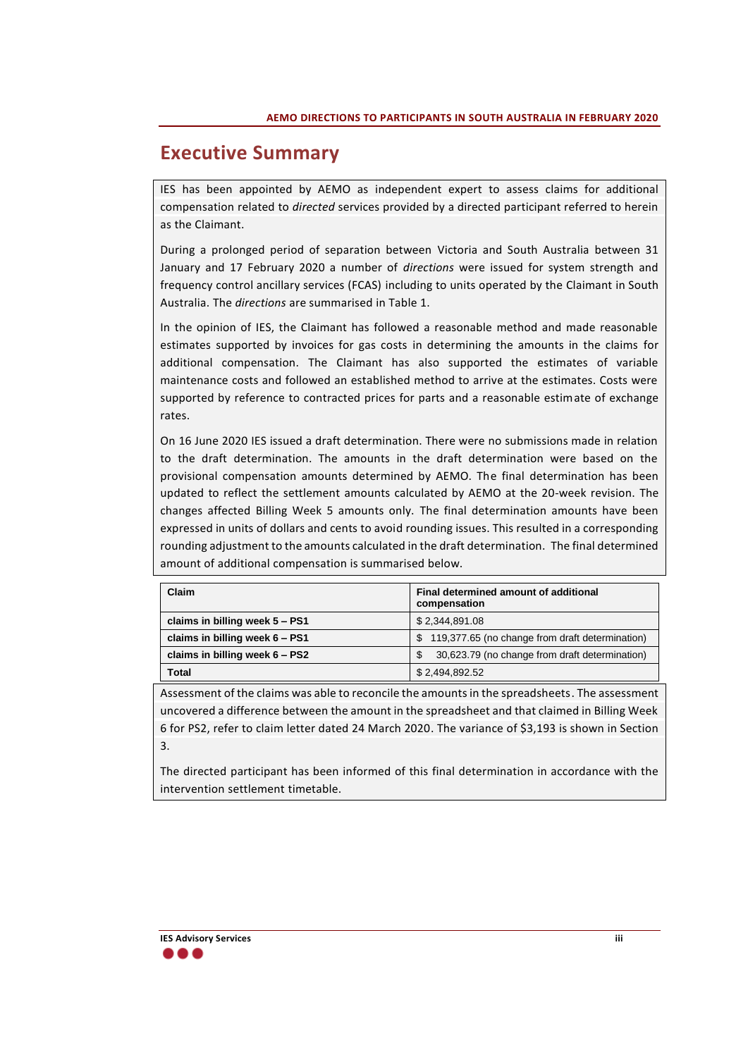# Executive Summary

IES has been appointed by AEMO as independent expert to assess claims for additional compensation related to *directed* services provided by a directed participant referred to herein as the Claimant.

During a prolonged period of separation between Victoria and South Australia between 31 January and 17 February 2020 a number of *directions* were issued for system strength and frequency control ancillary services (FCAS) including to units operated by the Claimant in South Australia. The *directions* are summarised in Table 1.

In the opinion of IES, the Claimant has followed a reasonable method and made reasonable estimates supported by invoices for gas costs in determining the amounts in the claims for additional compensation. The Claimant has also supported the estimates of variable maintenance costs and followed an established method to arrive at the estimates. Costs were supported by reference to contracted prices for parts and a reasonable estimate of exchange rates.

On 16 June 2020 IES issued a draft determination. There were no submissions made in relation to the draft determination. The amounts in the draft determination were based on the provisional compensation amounts determined by AEMO. The final determination has been updated to reflect the settlement amounts calculated by AEMO at the 20-week revision. The changes affected Billing Week 5 amounts only. The final determination amounts have been expressed in units of dollars and cents to avoid rounding issues. This resulted in a corresponding rounding adjustment to the amounts calculated in the draft determination. The final determined amount of additional compensation is summarised below.

| Claim | Final determined amount of additional compensation |
|---|---|
| **claims in billing week 5 – PS1** | $ 2,344,891.08 |
| **claims in billing week 6 – PS1** | $ 119,377.65 (no change from draft determination) |
| **claims in billing week 6 – PS2** | $ 30,623.79 (no change from draft determination) |
| **Total** | $ 2,494,892.52 |

Assessment of the claims was able to reconcile the amounts in the spreadsheets. The assessment uncovered a difference between the amount in the spreadsheet and that claimed in Billing Week 6 for PS2, refer to claim letter dated 24 March 2020. The variance of $3,193 is shown in Section 3.

The directed participant has been informed of this final determination in accordance with the intervention settlement timetable.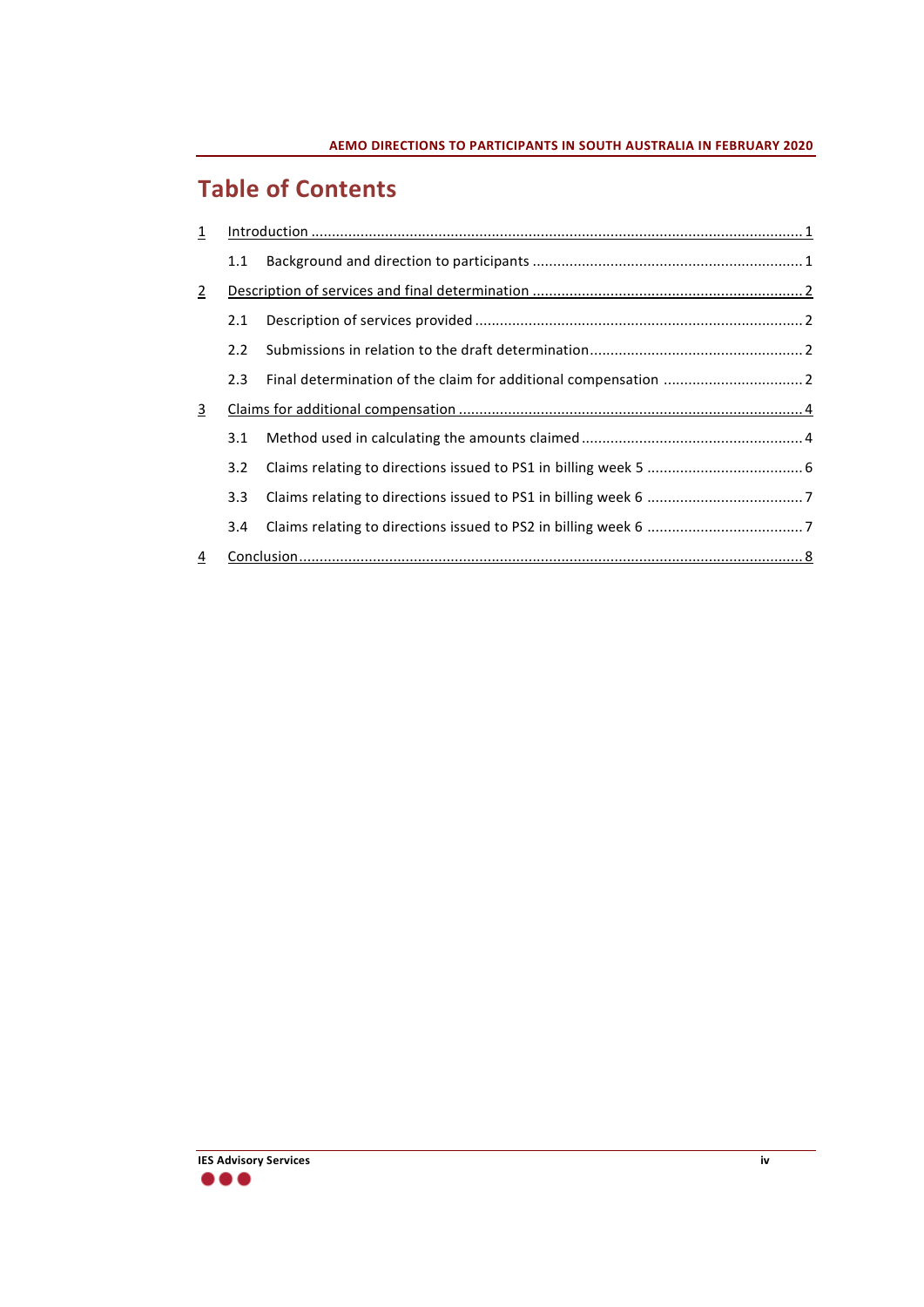# Table of Contents

1 Introduction ........................................................................................................................ 1

1.1 Background and direction to participants .................................................................. 1

2 Description of services and final determination .................................................................. 2

2.1 Description of services provided ................................................................................ 2

2.2 Submissions in relation to the draft determination .................................................... 2

2.3 Final determination of the claim for additional compensation .................................. 2

3 Claims for additional compensation .................................................................................... 4

3.1 Method used in calculating the amounts claimed ...................................................... 4

3.2 Claims relating to directions issued to PS1 in billing week 5 ...................................... 6

3.3 Claims relating to directions issued to PS1 in billing week 6 ...................................... 7

3.4 Claims relating to directions issued to PS2 in billing week 6 ...................................... 7

4 Conclusion ........................................................................................................................... 8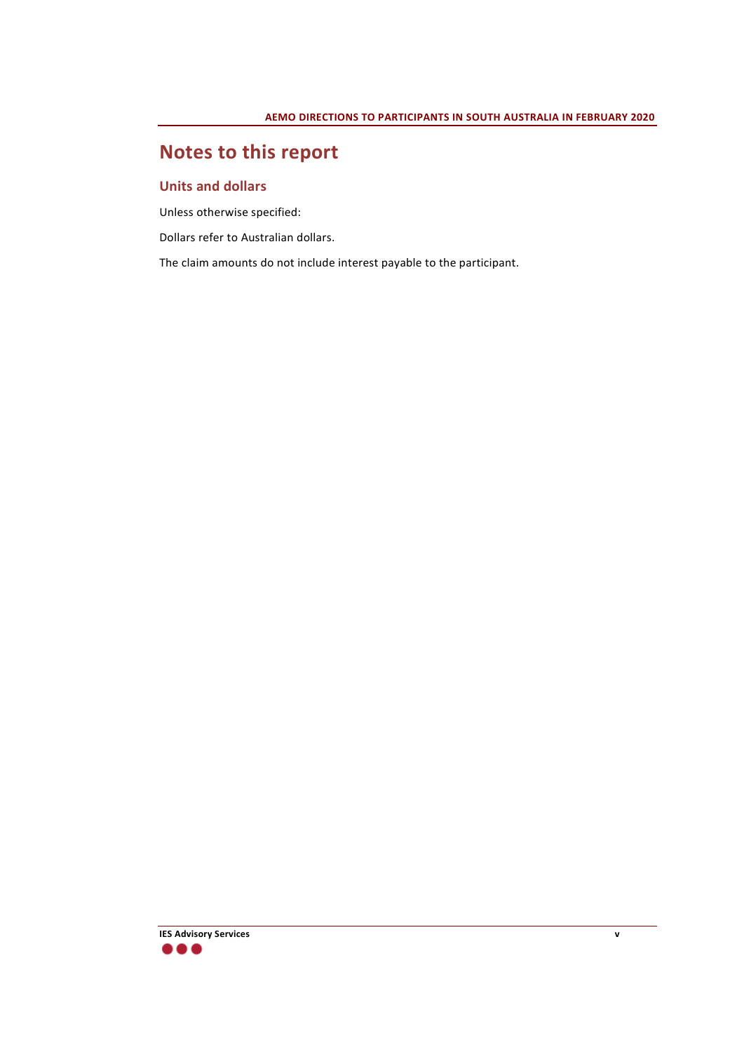# Notes to this report

## Units and dollars

Unless otherwise specified:

Dollars refer to Australian dollars.

The claim amounts do not include interest payable to the participant.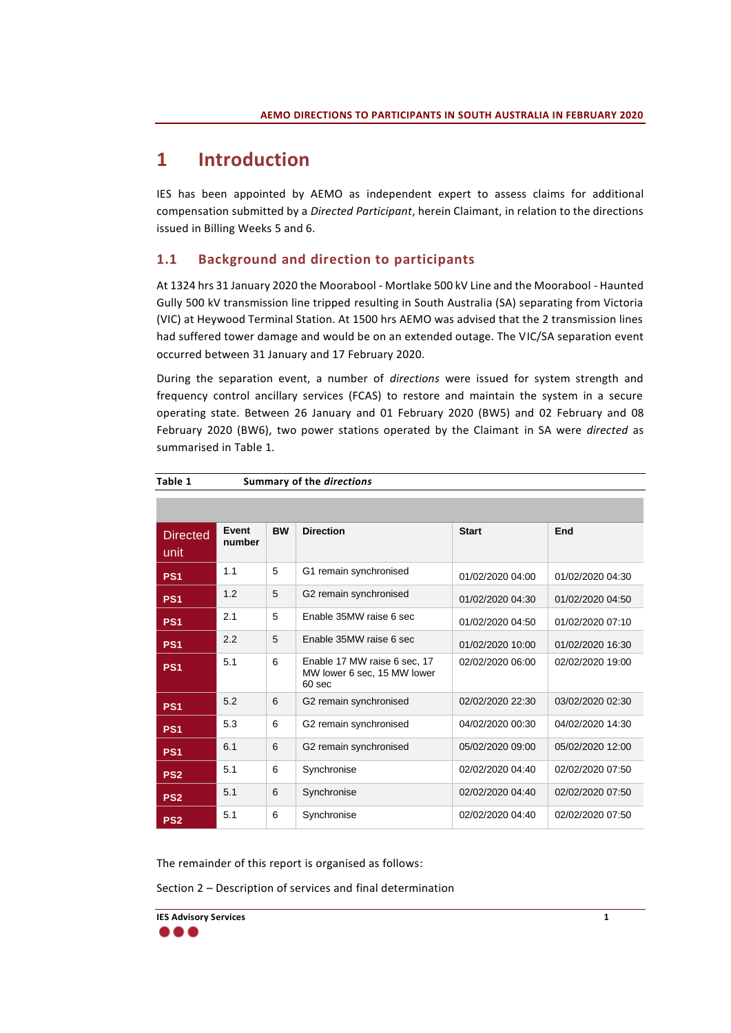# 1 Introduction

IES has been appointed by AEMO as independent expert to assess claims for additional compensation submitted by a *Directed Participant*, herein Claimant, in relation to the directions issued in Billing Weeks 5 and 6.

## 1.1 Background and direction to participants

At 1324 hrs 31 January 2020 the Moorabool - Mortlake 500 kV Line and the Moorabool - Haunted Gully 500 kV transmission line tripped resulting in South Australia (SA) separating from Victoria (VIC) at Heywood Terminal Station. At 1500 hrs AEMO was advised that the 2 transmission lines had suffered tower damage and would be on an extended outage. The VIC/SA separation event occurred between 31 January and 17 February 2020.

During the separation event, a number of *directions* were issued for system strength and frequency control ancillary services (FCAS) to restore and maintain the system in a secure operating state. Between 26 January and 01 February 2020 (BW5) and 02 February and 08 February 2020 (BW6), two power stations operated by the Claimant in SA were *directed* as summarised in Table 1.

**Table 1 Summary of the *directions***

| Directed unit | Event number | BW | Direction | Start | End |
|---|---|---|---|---|---|
| PS1 | 1.1 | 5 | G1 remain synchronised | 01/02/2020 04:00 | 01/02/2020 04:30 |
| PS1 | 1.2 | 5 | G2 remain synchronised | 01/02/2020 04:30 | 01/02/2020 04:50 |
| PS1 | 2.1 | 5 | Enable 35MW raise 6 sec | 01/02/2020 04:50 | 01/02/2020 07:10 |
| PS1 | 2.2 | 5 | Enable 35MW raise 6 sec | 01/02/2020 10:00 | 01/02/2020 16:30 |
| PS1 | 5.1 | 6 | Enable 17 MW raise 6 sec, 17 MW lower 6 sec, 15 MW lower 60 sec | 02/02/2020 06:00 | 02/02/2020 19:00 |
| PS1 | 5.2 | 6 | G2 remain synchronised | 02/02/2020 22:30 | 03/02/2020 02:30 |
| PS1 | 5.3 | 6 | G2 remain synchronised | 04/02/2020 00:30 | 04/02/2020 14:30 |
| PS1 | 6.1 | 6 | G2 remain synchronised | 05/02/2020 09:00 | 05/02/2020 12:00 |
| PS2 | 5.1 | 6 | Synchronise | 02/02/2020 04:40 | 02/02/2020 07:50 |
| PS2 | 5.1 | 6 | Synchronise | 02/02/2020 04:40 | 02/02/2020 07:50 |
| PS2 | 5.1 | 6 | Synchronise | 02/02/2020 04:40 | 02/02/2020 07:50 |

The remainder of this report is organised as follows:

Section 2 – Description of services and final determination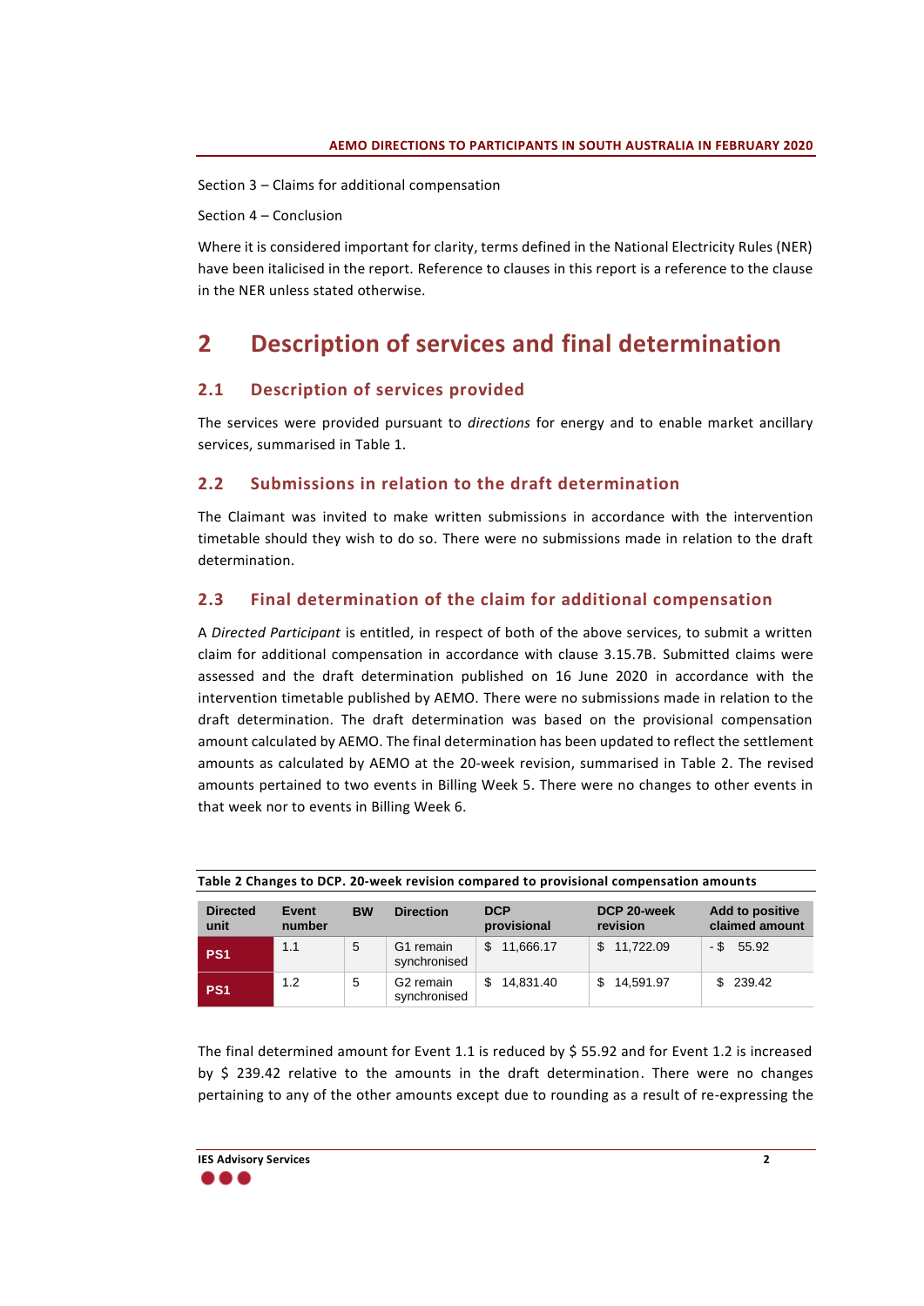Section 3 – Claims for additional compensation

Section 4 – Conclusion

Where it is considered important for clarity, terms defined in the National Electricity Rules (NER) have been italicised in the report. Reference to clauses in this report is a reference to the clause in the NER unless stated otherwise.

# 2 Description of services and final determination

## 2.1 Description of services provided

The services were provided pursuant to *directions* for energy and to enable market ancillary services, summarised in Table 1.

## 2.2 Submissions in relation to the draft determination

The Claimant was invited to make written submissions in accordance with the intervention timetable should they wish to do so. There were no submissions made in relation to the draft determination.

## 2.3 Final determination of the claim for additional compensation

A *Directed Participant* is entitled, in respect of both of the above services, to submit a written claim for additional compensation in accordance with clause 3.15.7B. Submitted claims were assessed and the draft determination published on 16 June 2020 in accordance with the intervention timetable published by AEMO. There were no submissions made in relation to the draft determination. The draft determination was based on the provisional compensation amount calculated by AEMO. The final determination has been updated to reflect the settlement amounts as calculated by AEMO at the 20-week revision, summarised in Table 2. The revised amounts pertained to two events in Billing Week 5. There were no changes to other events in that week nor to events in Billing Week 6.

**Table 2 Changes to DCP. 20-week revision compared to provisional compensation amounts**

| Directed unit | Event number | BW | Direction | DCP provisional | DCP 20-week revision | Add to positive claimed amount |
|---|---|---|---|---|---|---|
| PS1 | 1.1 | 5 | G1 remain synchronised | $ 11,666.17 | $ 11,722.09 | - $ 55.92 |
| PS1 | 1.2 | 5 | G2 remain synchronised | $ 14,831.40 | $ 14,591.97 | $ 239.42 |

The final determined amount for Event 1.1 is reduced by $ 55.92 and for Event 1.2 is increased by $ 239.42 relative to the amounts in the draft determination. There were no changes pertaining to any of the other amounts except due to rounding as a result of re-expressing the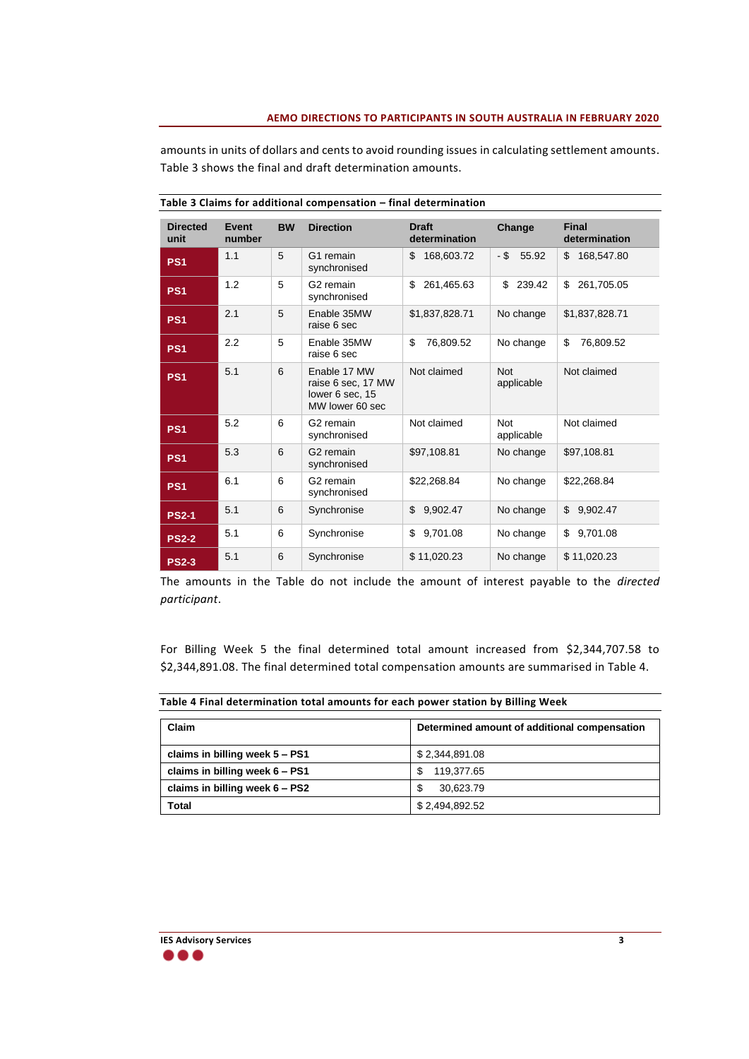amounts in units of dollars and cents to avoid rounding issues in calculating settlement amounts. Table 3 shows the final and draft determination amounts.

**Table 3 Claims for additional compensation – final determination**

| Directed unit | Event number | BW | Direction | Draft determination | Change | Final determination |
|---|---|---|---|---|---|---|
| **PS1** | 1.1 | 5 | G1 remain synchronised | $ 168,603.72 | - $ 55.92 | $ 168,547.80 |
| **PS1** | 1.2 | 5 | G2 remain synchronised | $ 261,465.63 | $ 239.42 | $ 261,705.05 |
| **PS1** | 2.1 | 5 | Enable 35MW raise 6 sec | $1,837,828.71 | No change | $1,837,828.71 |
| **PS1** | 2.2 | 5 | Enable 35MW raise 6 sec | $ 76,809.52 | No change | $ 76,809.52 |
| **PS1** | 5.1 | 6 | Enable 17 MW raise 6 sec, 17 MW lower 6 sec, 15 MW lower 60 sec | Not claimed | Not applicable | Not claimed |
| **PS1** | 5.2 | 6 | G2 remain synchronised | Not claimed | Not applicable | Not claimed |
| **PS1** | 5.3 | 6 | G2 remain synchronised | $97,108.81 | No change | $97,108.81 |
| **PS1** | 6.1 | 6 | G2 remain synchronised | $22,268.84 | No change | $22,268.84 |
| **PS2-1** | 5.1 | 6 | Synchronise | $ 9,902.47 | No change | $ 9,902.47 |
| **PS2-2** | 5.1 | 6 | Synchronise | $ 9,701.08 | No change | $ 9,701.08 |
| **PS2-3** | 5.1 | 6 | Synchronise | $ 11,020.23 | No change | $ 11,020.23 |

The amounts in the Table do not include the amount of interest payable to the *directed participant*.

For Billing Week 5 the final determined total amount increased from $2,344,707.58 to $2,344,891.08. The final determined total compensation amounts are summarised in Table 4.

**Table 4 Final determination total amounts for each power station by Billing Week**

| Claim | Determined amount of additional compensation |
|---|---|
| **claims in billing week 5 – PS1** | $ 2,344,891.08 |
| **claims in billing week 6 – PS1** | $ 119,377.65 |
| **claims in billing week 6 – PS2** | $ 30,623.79 |
| **Total** | $ 2,494,892.52 |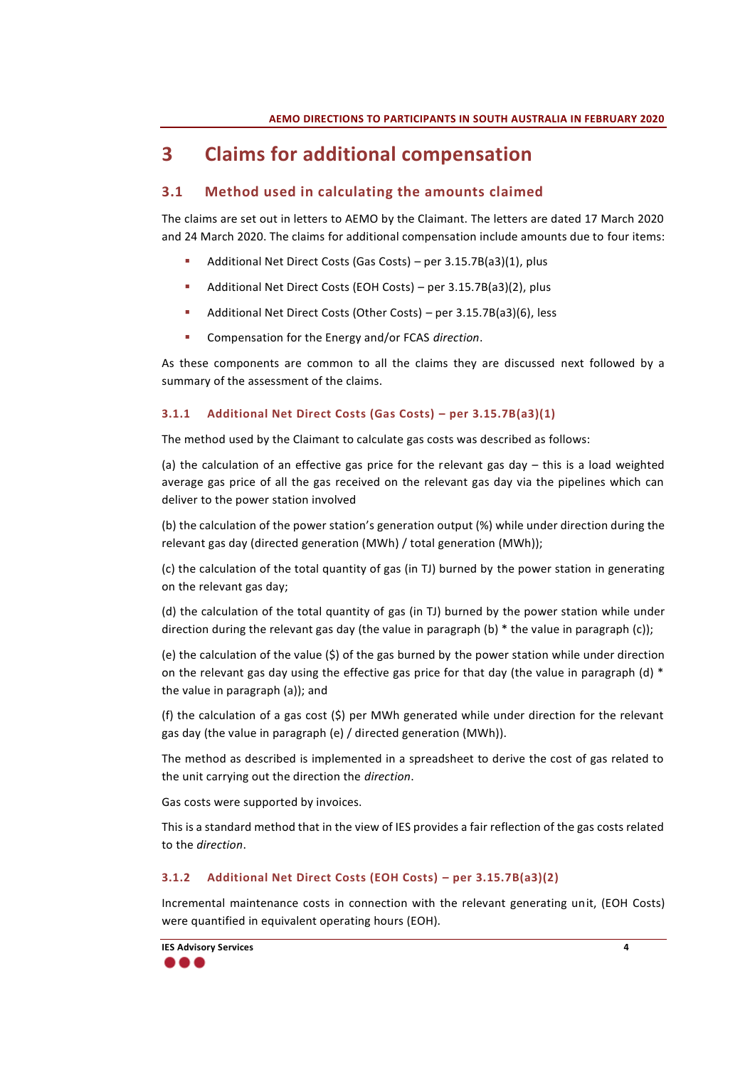# 3 Claims for additional compensation

## 3.1 Method used in calculating the amounts claimed

The claims are set out in letters to AEMO by the Claimant. The letters are dated 17 March 2020 and 24 March 2020. The claims for additional compensation include amounts due to four items:

- Additional Net Direct Costs (Gas Costs) – per 3.15.7B(a3)(1), plus
- Additional Net Direct Costs (EOH Costs) – per 3.15.7B(a3)(2), plus
- Additional Net Direct Costs (Other Costs) – per 3.15.7B(a3)(6), less
- Compensation for the Energy and/or FCAS *direction*.

As these components are common to all the claims they are discussed next followed by a summary of the assessment of the claims.

### 3.1.1 Additional Net Direct Costs (Gas Costs) – per 3.15.7B(a3)(1)

The method used by the Claimant to calculate gas costs was described as follows:

(a) the calculation of an effective gas price for the relevant gas day – this is a load weighted average gas price of all the gas received on the relevant gas day via the pipelines which can deliver to the power station involved

(b) the calculation of the power station's generation output (%) while under direction during the relevant gas day (directed generation (MWh) / total generation (MWh));

(c) the calculation of the total quantity of gas (in TJ) burned by the power station in generating on the relevant gas day;

(d) the calculation of the total quantity of gas (in TJ) burned by the power station while under direction during the relevant gas day (the value in paragraph (b) * the value in paragraph (c));

(e) the calculation of the value ($) of the gas burned by the power station while under direction on the relevant gas day using the effective gas price for that day (the value in paragraph (d) * the value in paragraph (a)); and

(f) the calculation of a gas cost ($) per MWh generated while under direction for the relevant gas day (the value in paragraph (e) / directed generation (MWh)).

The method as described is implemented in a spreadsheet to derive the cost of gas related to the unit carrying out the direction the *direction*.

Gas costs were supported by invoices.

This is a standard method that in the view of IES provides a fair reflection of the gas costs related to the *direction*.

### 3.1.2 Additional Net Direct Costs (EOH Costs) – per 3.15.7B(a3)(2)

Incremental maintenance costs in connection with the relevant generating unit, (EOH Costs) were quantified in equivalent operating hours (EOH).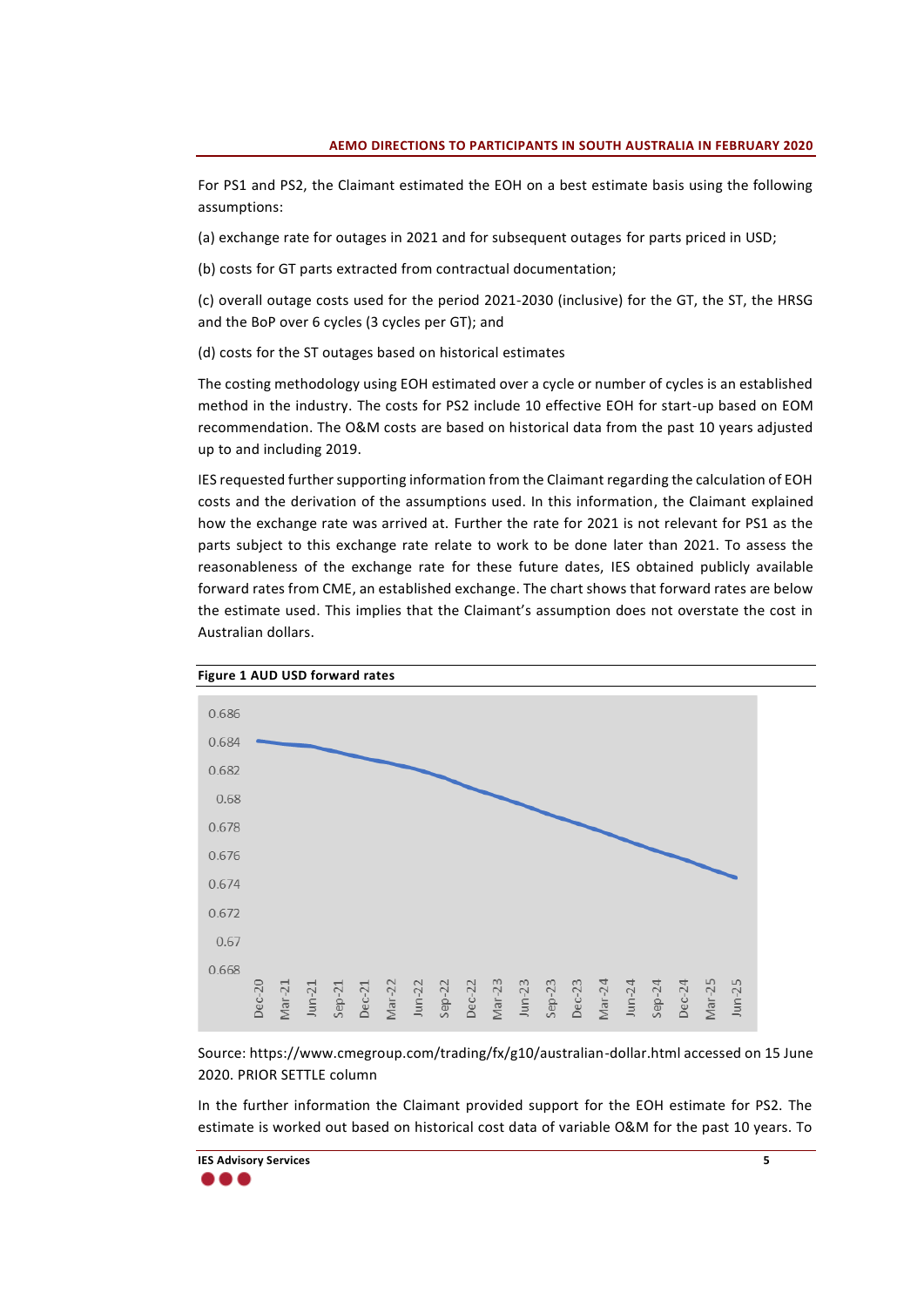For PS1 and PS2, the Claimant estimated the EOH on a best estimate basis using the following assumptions:

(a) exchange rate for outages in 2021 and for subsequent outages for parts priced in USD;

(b) costs for GT parts extracted from contractual documentation;

(c) overall outage costs used for the period 2021-2030 (inclusive) for the GT, the ST, the HRSG and the BoP over 6 cycles (3 cycles per GT); and

(d) costs for the ST outages based on historical estimates

The costing methodology using EOH estimated over a cycle or number of cycles is an established method in the industry. The costs for PS2 include 10 effective EOH for start-up based on EOM recommendation. The O&M costs are based on historical data from the past 10 years adjusted up to and including 2019.

IES requested further supporting information from the Claimant regarding the calculation of EOH costs and the derivation of the assumptions used. In this information, the Claimant explained how the exchange rate was arrived at. Further the rate for 2021 is not relevant for PS1 as the parts subject to this exchange rate relate to work to be done later than 2021. To assess the reasonableness of the exchange rate for these future dates, IES obtained publicly available forward rates from CME, an established exchange. The chart shows that forward rates are below the estimate used. This implies that the Claimant's assumption does not overstate the cost in Australian dollars.

**Figure 1 AUD USD forward rates**

Source: https://www.cmegroup.com/trading/fx/g10/australian-dollar.html accessed on 15 June 2020. PRIOR SETTLE column

In the further information the Claimant provided support for the EOH estimate for PS2. The estimate is worked out based on historical cost data of variable O&M for the past 10 years. To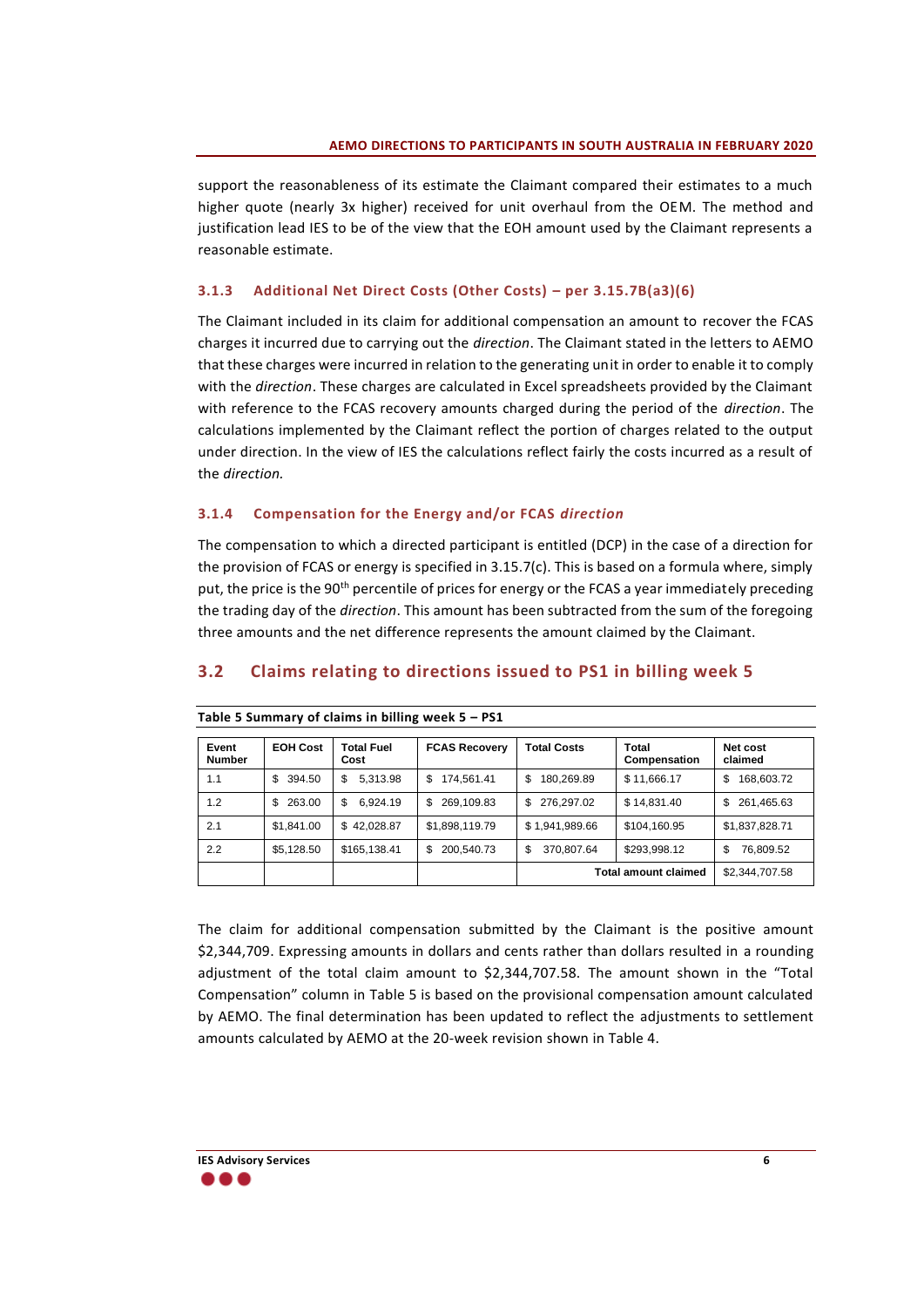support the reasonableness of its estimate the Claimant compared their estimates to a much higher quote (nearly 3x higher) received for unit overhaul from the OEM. The method and justification lead IES to be of the view that the EOH amount used by the Claimant represents a reasonable estimate.

### 3.1.3 Additional Net Direct Costs (Other Costs) – per 3.15.7B(a3)(6)

The Claimant included in its claim for additional compensation an amount to recover the FCAS charges it incurred due to carrying out the *direction*. The Claimant stated in the letters to AEMO that these charges were incurred in relation to the generating unit in order to enable it to comply with the *direction*. These charges are calculated in Excel spreadsheets provided by the Claimant with reference to the FCAS recovery amounts charged during the period of the *direction*. The calculations implemented by the Claimant reflect the portion of charges related to the output under direction. In the view of IES the calculations reflect fairly the costs incurred as a result of the *direction.*

### 3.1.4 Compensation for the Energy and/or FCAS *direction*

The compensation to which a directed participant is entitled (DCP) in the case of a direction for the provision of FCAS or energy is specified in 3.15.7(c). This is based on a formula where, simply put, the price is the 90th percentile of prices for energy or the FCAS a year immediately preceding the trading day of the *direction*. This amount has been subtracted from the sum of the foregoing three amounts and the net difference represents the amount claimed by the Claimant.

## 3.2 Claims relating to directions issued to PS1 in billing week 5

**Table 5 Summary of claims in billing week 5 – PS1**

| Event Number | EOH Cost | Total Fuel Cost | FCAS Recovery | Total Costs | Total Compensation | Net cost claimed |
|---|---|---|---|---|---|---|
| 1.1 | $ 394.50 | $ 5,313.98 | $ 174,561.41 | $ 180,269.89 | $ 11,666.17 | $ 168,603.72 |
| 1.2 | $ 263.00 | $ 6,924.19 | $ 269,109.83 | $ 276,297.02 | $ 14,831.40 | $ 261,465.63 |
| 2.1 | $1,841.00 | $ 42,028.87 | $1,898,119.79 | $ 1,941,989.66 | $104,160.95 | $1,837,828.71 |
| 2.2 | $5,128.50 | $165,138.41 | $ 200,540.73 | $ 370,807.64 | $293,998.12 | $ 76,809.52 |
| | | | | Total amount claimed | | $2,344,707.58 |

The claim for additional compensation submitted by the Claimant is the positive amount $2,344,709. Expressing amounts in dollars and cents rather than dollars resulted in a rounding adjustment of the total claim amount to $2,344,707.58. The amount shown in the "Total Compensation" column in Table 5 is based on the provisional compensation amount calculated by AEMO. The final determination has been updated to reflect the adjustments to settlement amounts calculated by AEMO at the 20-week revision shown in Table 4.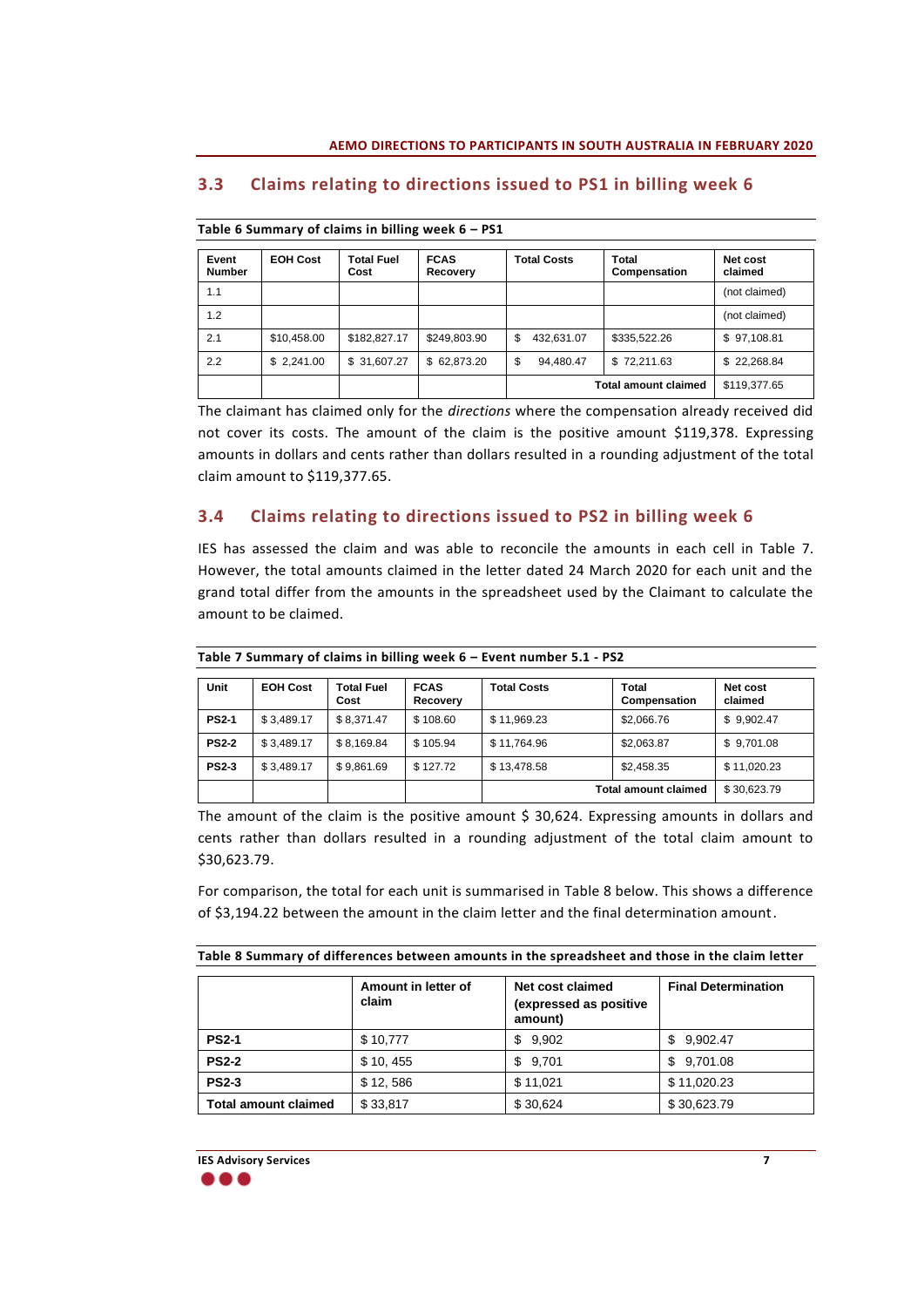## 3.3 Claims relating to directions issued to PS1 in billing week 6

**Table 6 Summary of claims in billing week 6 – PS1**

| Event Number | EOH Cost | Total Fuel Cost | FCAS Recovery | Total Costs | Total Compensation | Net cost claimed |
|---|---|---|---|---|---|---|
| 1.1 | | | | | | (not claimed) |
| 1.2 | | | | | | (not claimed) |
| 2.1 | $10,458.00 | $182,827.17 | $249,803.90 | $ 432,631.07 | $335,522.26 | $ 97,108.81 |
| 2.2 | $ 2,241.00 | $ 31,607.27 | $ 62,873.20 | $ 94,480.47 | $ 72,211.63 | $ 22,268.84 |
| | | | | | **Total amount claimed** | $119,377.65 |

The claimant has claimed only for the *directions* where the compensation already received did not cover its costs. The amount of the claim is the positive amount $119,378. Expressing amounts in dollars and cents rather than dollars resulted in a rounding adjustment of the total claim amount to $119,377.65.

## 3.4 Claims relating to directions issued to PS2 in billing week 6

IES has assessed the claim and was able to reconcile the amounts in each cell in Table 7. However, the total amounts claimed in the letter dated 24 March 2020 for each unit and the grand total differ from the amounts in the spreadsheet used by the Claimant to calculate the amount to be claimed.

**Table 7 Summary of claims in billing week 6 – Event number 5.1 - PS2**

| Unit | EOH Cost | Total Fuel Cost | FCAS Recovery | Total Costs | Total Compensation | Net cost claimed |
|---|---|---|---|---|---|---|
| **PS2-1** | $ 3,489.17 | $ 8,371.47 | $ 108.60 | $ 11,969.23 | $2,066.76 | $ 9,902.47 |
| **PS2-2** | $ 3,489.17 | $ 8,169.84 | $ 105.94 | $ 11,764.96 | $2,063.87 | $ 9,701.08 |
| **PS2-3** | $ 3,489.17 | $ 9,861.69 | $ 127.72 | $ 13,478.58 | $2,458.35 | $ 11,020.23 |
| | | | | | **Total amount claimed** | $ 30,623.79 |

The amount of the claim is the positive amount $ 30,624. Expressing amounts in dollars and cents rather than dollars resulted in a rounding adjustment of the total claim amount to $30,623.79.

For comparison, the total for each unit is summarised in Table 8 below. This shows a difference of $3,194.22 between the amount in the claim letter and the final determination amount.

**Table 8 Summary of differences between amounts in the spreadsheet and those in the claim letter**

| | Amount in letter of claim | Net cost claimed (expressed as positive amount) | Final Determination |
|---|---|---|---|
| **PS2-1** | $ 10,777 | $ 9,902 | $ 9,902.47 |
| **PS2-2** | $ 10, 455 | $ 9,701 | $ 9,701.08 |
| **PS2-3** | $ 12, 586 | $ 11,021 | $ 11,020.23 |
| **Total amount claimed** | $ 33,817 | $ 30,624 | $ 30,623.79 |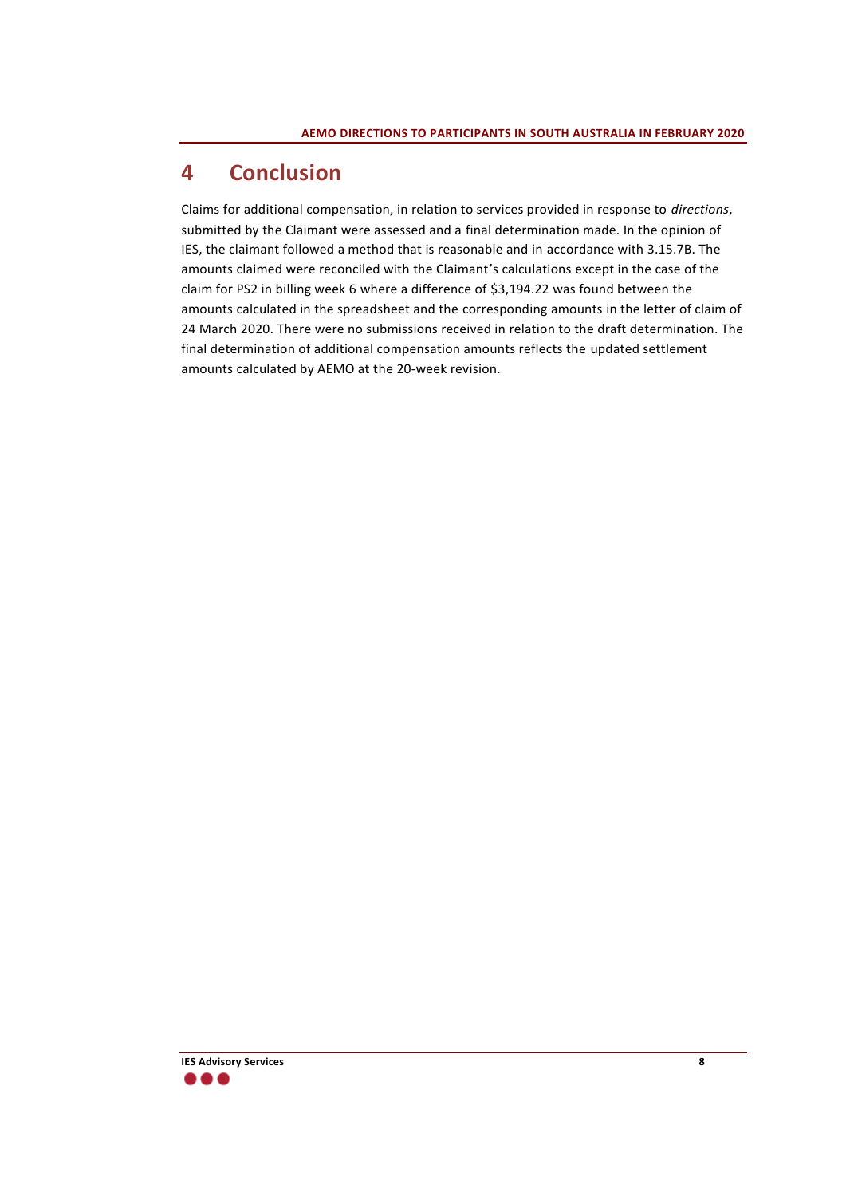# 4 Conclusion

Claims for additional compensation, in relation to services provided in response to *directions*, submitted by the Claimant were assessed and a final determination made. In the opinion of IES, the claimant followed a method that is reasonable and in accordance with 3.15.7B. The amounts claimed were reconciled with the Claimant's calculations except in the case of the claim for PS2 in billing week 6 where a difference of $3,194.22 was found between the amounts calculated in the spreadsheet and the corresponding amounts in the letter of claim of 24 March 2020. There were no submissions received in relation to the draft determination. The final determination of additional compensation amounts reflects the updated settlement amounts calculated by AEMO at the 20-week revision.